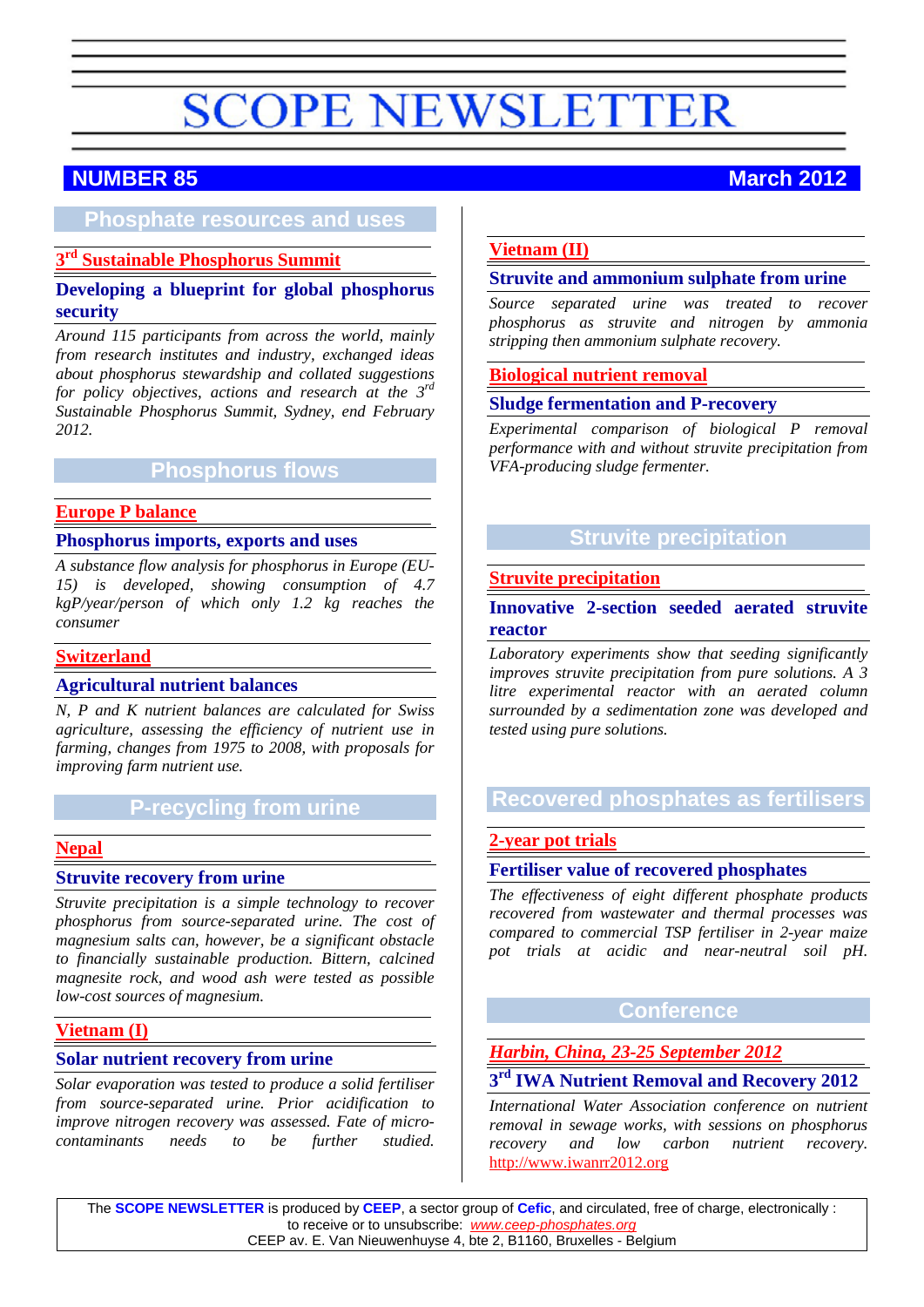# SCOPE NEWSLETTER

**NUMBER 85** **March 2012**

## Phosphate resources and uses

### 3rd Sustainable Phosphorus Summit

#### Developing a blueprint for global phosphorus security

*Around 115 participants from across the world, mainly from research institutes and industry, exchanged ideas about phosphorus stewardship and collated suggestions for policy objectives, actions and research at the 3rd Sustainable Phosphorus Summit, Sydney, end February 2012.*

## Phosphorus flows

### Europe P balance

#### Phosphorus imports, exports and uses

*A substance flow analysis for phosphorus in Europe (EU-15) is developed, showing consumption of 4.7 kgP/year/person of which only 1.2 kg reaches the consumer*

### Switzerland

#### Agricultural nutrient balances

*N, P and K nutrient balances are calculated for Swiss agriculture, assessing the efficiency of nutrient use in farming, changes from 1975 to 2008, with proposals for improving farm nutrient use.*

## P-recycling from urine

### Nepal

#### Struvite recovery from urine

*Struvite precipitation is a simple technology to recover phosphorus from source-separated urine. The cost of magnesium salts can, however, be a significant obstacle to financially sustainable production. Bittern, calcined magnesite rock, and wood ash were tested as possible low-cost sources of magnesium.*

### Vietnam (I)

#### Solar nutrient recovery from urine

*Solar evaporation was tested to produce a solid fertiliser from source-separated urine. Prior acidification to improve nitrogen recovery was assessed. Fate of micro-contaminants needs to be further studied.*

### Vietnam (II)

#### Struvite and ammonium sulphate from urine

*Source separated urine was treated to recover phosphorus as struvite and nitrogen by ammonia stripping then ammonium sulphate recovery.*

### Biological nutrient removal

#### Sludge fermentation and P-recovery

*Experimental comparison of biological P removal performance with and without struvite precipitation from VFA-producing sludge fermenter.*

## Struvite precipitation

### Struvite precipitation

#### Innovative 2-section seeded aerated struvite reactor

*Laboratory experiments show that seeding significantly improves struvite precipitation from pure solutions. A 3 litre experimental reactor with an aerated column surrounded by a sedimentation zone was developed and tested using pure solutions.*

## Recovered phosphates as fertilisers

### 2-year pot trials

#### Fertiliser value of recovered phosphates

*The effectiveness of eight different phosphate products recovered from wastewater and thermal processes was compared to commercial TSP fertiliser in 2-year maize pot trials at acidic and near-neutral soil pH.*

## Conference

### *Harbin, China, 23-25 September 2012*

#### 3rd IWA Nutrient Removal and Recovery 2012

*International Water Association conference on nutrient removal in sewage works, with sessions on phosphorus recovery and low carbon nutrient recovery.* http://www.iwanrr2012.org

---

The **SCOPE NEWSLETTER** is produced by **CEEP**, a sector group of **Cefic**, and circulated, free of charge, electronically : to receive or to unsubscribe: *www.ceep-phosphates.org*
CEEP av. E. Van Nieuwenhuyse 4, bte 2, B1160, Bruxelles - Belgium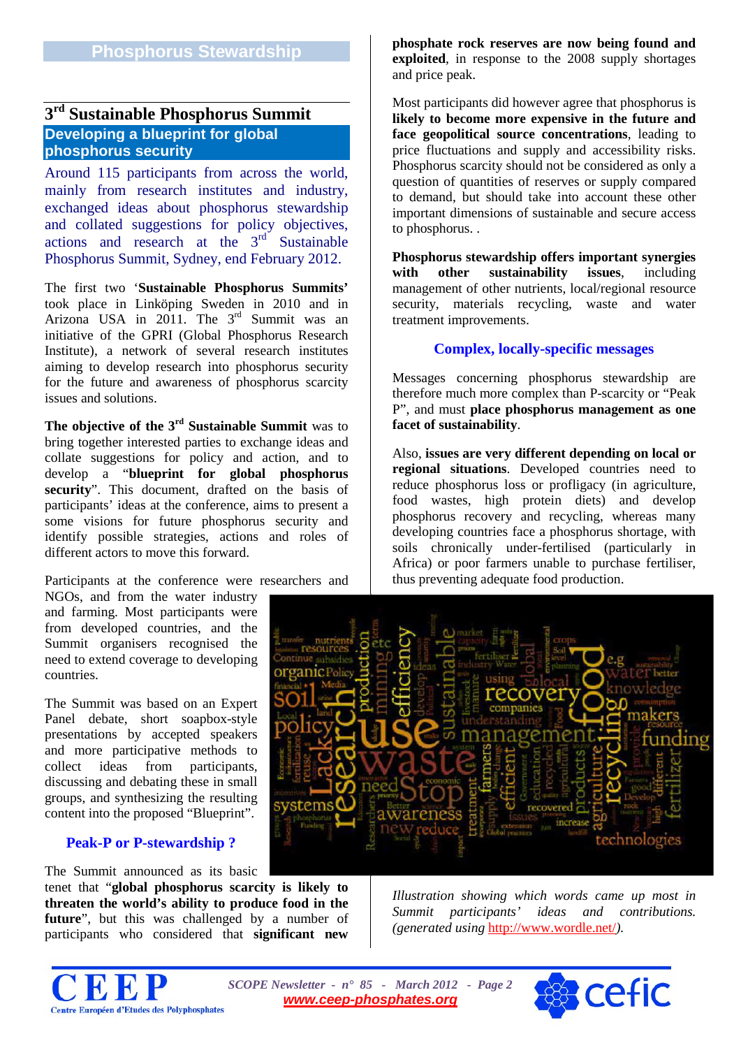## Phosphorus Stewardship

## 3rd Sustainable Phosphorus Summit

### Developing a blueprint for global phosphorus security

Around 115 participants from across the world, mainly from research institutes and industry, exchanged ideas about phosphorus stewardship and collated suggestions for policy objectives, actions and research at the 3rd Sustainable Phosphorus Summit, Sydney, end February 2012.

The first two '**Sustainable Phosphorus Summits'** took place in Linköping Sweden in 2010 and in Arizona USA in 2011. The 3rd Summit was an initiative of the GPRI (Global Phosphorus Research Institute), a network of several research institutes aiming to develop research into phosphorus security for the future and awareness of phosphorus scarcity issues and solutions.

**The objective of the 3rd Sustainable Summit** was to bring together interested parties to exchange ideas and collate suggestions for policy and action, and to develop a "**blueprint for global phosphorus security**". This document, drafted on the basis of participants' ideas at the conference, aims to present a some visions for future phosphorus security and identify possible strategies, actions and roles of different actors to move this forward.

Participants at the conference were researchers and NGOs, and from the water industry and farming. Most participants were from developed countries, and the Summit organisers recognised the need to extend coverage to developing countries.

The Summit was based on an Expert Panel debate, short soapbox-style presentations by accepted speakers and more participative methods to collect ideas from participants, discussing and debating these in small groups, and synthesizing the resulting content into the proposed "Blueprint".

### Peak-P or P-stewardship ?

The Summit announced as its basic tenet that "**global phosphorus scarcity is likely to threaten the world's ability to produce food in the future**", but this was challenged by a number of participants who considered that **significant new phosphate rock reserves are now being found and exploited**, in response to the 2008 supply shortages and price peak.

Most participants did however agree that phosphorus is **likely to become more expensive in the future and face geopolitical source concentrations**, leading to price fluctuations and supply and accessibility risks. Phosphorus scarcity should not be considered as only a question of quantities of reserves or supply compared to demand, but should take into account these other important dimensions of sustainable and secure access to phosphorus. .

**Phosphorus stewardship offers important synergies with other sustainability issues**, including management of other nutrients, local/regional resource security, materials recycling, waste and water treatment improvements.

### Complex, locally-specific messages

Messages concerning phosphorus stewardship are therefore much more complex than P-scarcity or "Peak P", and must **place phosphorus management as one facet of sustainability**.

Also, **issues are very different depending on local or regional situations**. Developed countries need to reduce phosphorus loss or profligacy (in agriculture, food wastes, high protein diets) and develop phosphorus recovery and recycling, whereas many developing countries face a phosphorus shortage, with soils chronically under-fertilised (particularly in Africa) or poor farmers unable to purchase fertiliser, thus preventing adequate food production.

*Illustration showing which words came up most in Summit participants' ideas and contributions. (generated using http://www.wordle.net/).*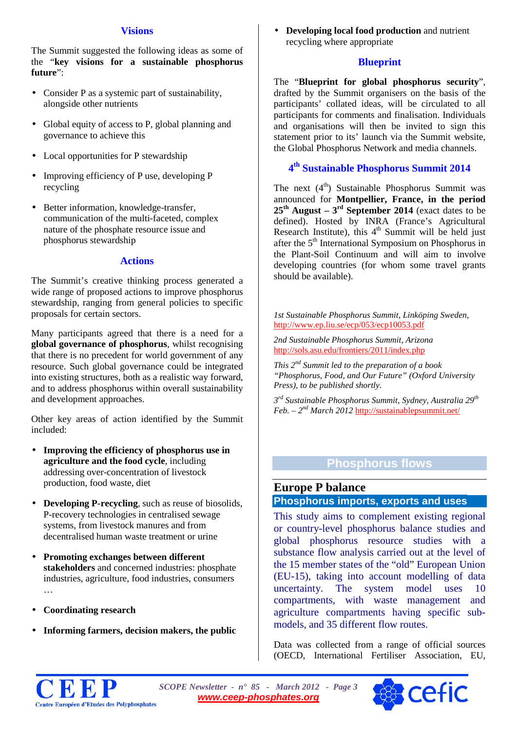### Visions

The Summit suggested the following ideas as some of the "**key visions for a sustainable phosphorus future**":

- Consider P as a systemic part of sustainability, alongside other nutrients
- Global equity of access to P, global planning and governance to achieve this
- Local opportunities for P stewardship
- Improving efficiency of P use, developing P recycling
- Better information, knowledge-transfer, communication of the multi-faceted, complex nature of the phosphate resource issue and phosphorus stewardship

### Actions

The Summit's creative thinking process generated a wide range of proposed actions to improve phosphorus stewardship, ranging from general policies to specific proposals for certain sectors.

Many participants agreed that there is a need for a **global governance of phosphorus**, whilst recognising that there is no precedent for world government of any resource. Such global governance could be integrated into existing structures, both as a realistic way forward, and to address phosphorus within overall sustainability and development approaches.

Other key areas of action identified by the Summit included:

- **Improving the efficiency of phosphorus use in agriculture and the food cycle**, including addressing over-concentration of livestock production, food waste, diet
- **Developing P-recycling**, such as reuse of biosolids, P-recovery technologies in centralised sewage systems, and from livestock manures and from decentralised human waste treatment or urine
- **Promoting exchanges between different stakeholders** and concerned industries: phosphate industries, agriculture, food industries, consumers …
- **Coordinating research**
- **Informing farmers, decision makers, the public**
- **Developing local food production** and nutrient recycling where appropriate

### Blueprint

The "**Blueprint for global phosphorus security**", drafted by the Summit organisers on the basis of the participants' collated ideas, will be circulated to all participants for comments and finalisation. Individuals and organisations will then be invited to sign this statement prior to its' launch via the Summit website, the Global Phosphorus Network and media channels.

### 4th Sustainable Phosphorus Summit 2014

The next (4th) Sustainable Phosphorus Summit was announced for **Montpellier, France, in the period 25th August – 3rd September 2014** (exact dates to be defined). Hosted by INRA (France's Agricultural Research Institute), this 4th Summit will be held just after the 5th International Symposium on Phosphorus in the Plant-Soil Continuum and will aim to involve developing countries (for whom some travel grants should be available).

*1st Sustainable Phosphorus Summit, Linköping Sweden,* http://www.ep.liu.se/ecp/053/ecp10053.pdf

*2nd Sustainable Phosphorus Summit, Arizona* http://sols.asu.edu/frontiers/2011/index.php

*This 2nd Summit led to the preparation of a book "Phosphorus, Food, and Our Future" (Oxford University Press), to be published shortly.*

*3rd Sustainable Phosphorus Summit, Sydney, Australia 29th Feb. – 2nd March 2012* http://sustainablepsummit.net/

## Phosphorus flows

### Europe P balance

#### Phosphorus imports, exports and uses

This study aims to complement existing regional or country-level phosphorus balance studies and global phosphorus resource studies with a substance flow analysis carried out at the level of the 15 member states of the "old" European Union (EU-15), taking into account modelling of data uncertainty. The system model uses 10 compartments, with waste management and agriculture compartments having specific sub-models, and 35 different flow routes.

Data was collected from a range of official sources (OECD, International Fertiliser Association, EU,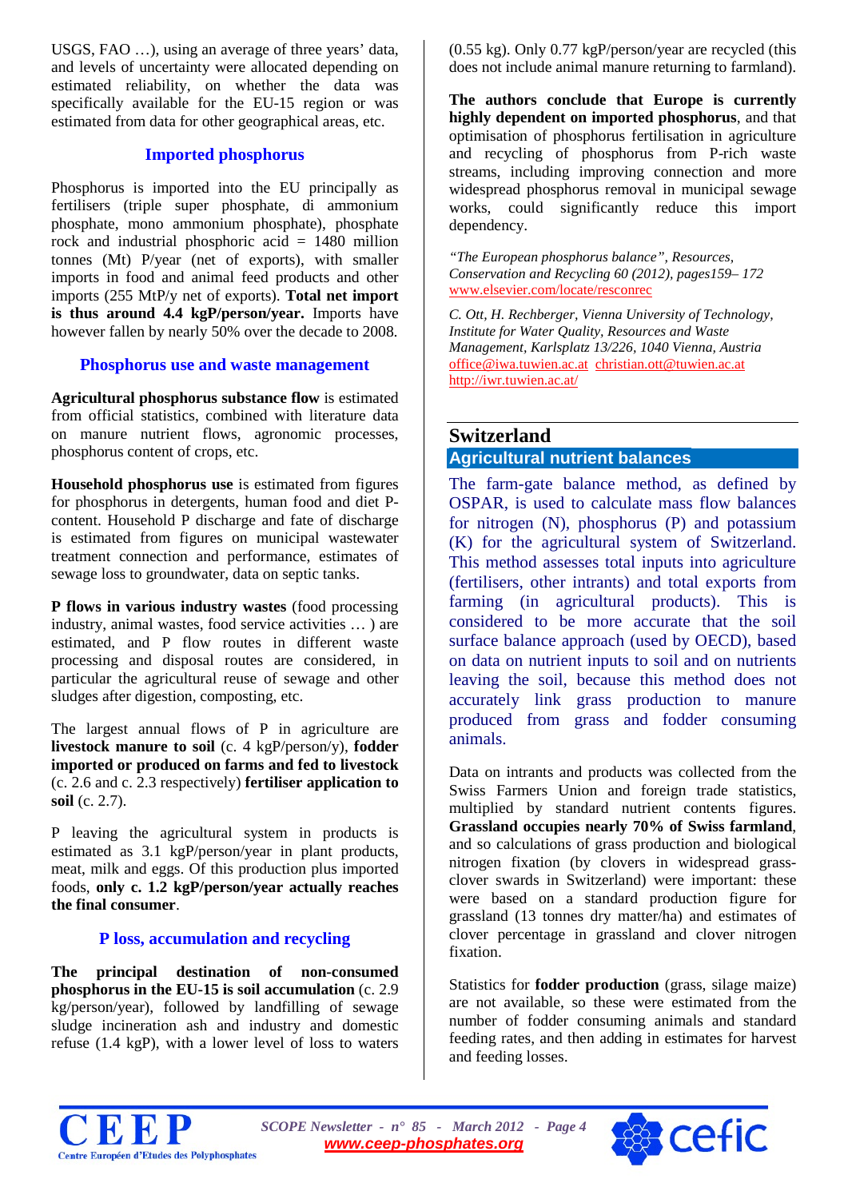USGS, FAO …), using an average of three years' data, and levels of uncertainty were allocated depending on estimated reliability, on whether the data was specifically available for the EU-15 region or was estimated from data for other geographical areas, etc.

### Imported phosphorus

Phosphorus is imported into the EU principally as fertilisers (triple super phosphate, di ammonium phosphate, mono ammonium phosphate), phosphate rock and industrial phosphoric acid = 1480 million tonnes (Mt) P/year (net of exports), with smaller imports in food and animal feed products and other imports (255 MtP/y net of exports). **Total net import is thus around 4.4 kgP/person/year.** Imports have however fallen by nearly 50% over the decade to 2008.

### Phosphorus use and waste management

**Agricultural phosphorus substance flow** is estimated from official statistics, combined with literature data on manure nutrient flows, agronomic processes, phosphorus content of crops, etc.

**Household phosphorus use** is estimated from figures for phosphorus in detergents, human food and diet P-content. Household P discharge and fate of discharge is estimated from figures on municipal wastewater treatment connection and performance, estimates of sewage loss to groundwater, data on septic tanks.

**P flows in various industry wastes** (food processing industry, animal wastes, food service activities … ) are estimated, and P flow routes in different waste processing and disposal routes are considered, in particular the agricultural reuse of sewage and other sludges after digestion, composting, etc.

The largest annual flows of P in agriculture are **livestock manure to soil** (c. 4 kgP/person/y), **fodder imported or produced on farms and fed to livestock** (c. 2.6 and c. 2.3 respectively) **fertiliser application to soil** (c. 2.7).

P leaving the agricultural system in products is estimated as 3.1 kgP/person/year in plant products, meat, milk and eggs. Of this production plus imported foods, **only c. 1.2 kgP/person/year actually reaches the final consumer**.

### P loss, accumulation and recycling

**The principal destination of non-consumed phosphorus in the EU-15 is soil accumulation** (c. 2.9 kg/person/year), followed by landfilling of sewage sludge incineration ash and industry and domestic refuse (1.4 kgP), with a lower level of loss to waters (0.55 kg). Only 0.77 kgP/person/year are recycled (this does not include animal manure returning to farmland).

**The authors conclude that Europe is currently highly dependent on imported phosphorus**, and that optimisation of phosphorus fertilisation in agriculture and recycling of phosphorus from P-rich waste streams, including improving connection and more widespread phosphorus removal in municipal sewage works, could significantly reduce this import dependency.

*"The European phosphorus balance", Resources, Conservation and Recycling 60 (2012), pages159– 172* www.elsevier.com/locate/resconrec

*C. Ott, H. Rechberger, Vienna University of Technology, Institute for Water Quality, Resources and Waste Management, Karlsplatz 13/226, 1040 Vienna, Austria* office@iwa.tuwien.ac.at christian.ott@tuwien.ac.at http://iwr.tuwien.ac.at/

## Switzerland

### Agricultural nutrient balances

The farm-gate balance method, as defined by OSPAR, is used to calculate mass flow balances for nitrogen (N), phosphorus (P) and potassium (K) for the agricultural system of Switzerland. This method assesses total inputs into agriculture (fertilisers, other intrants) and total exports from farming (in agricultural products). This is considered to be more accurate that the soil surface balance approach (used by OECD), based on data on nutrient inputs to soil and on nutrients leaving the soil, because this method does not accurately link grass production to manure produced from grass and fodder consuming animals.

Data on intrants and products was collected from the Swiss Farmers Union and foreign trade statistics, multiplied by standard nutrient contents figures. **Grassland occupies nearly 70% of Swiss farmland**, and so calculations of grass production and biological nitrogen fixation (by clovers in widespread grass-clover swards in Switzerland) were important: these were based on a standard production figure for grassland (13 tonnes dry matter/ha) and estimates of clover percentage in grassland and clover nitrogen fixation.

Statistics for **fodder production** (grass, silage maize) are not available, so these were estimated from the number of fodder consuming animals and standard feeding rates, and then adding in estimates for harvest and feeding losses.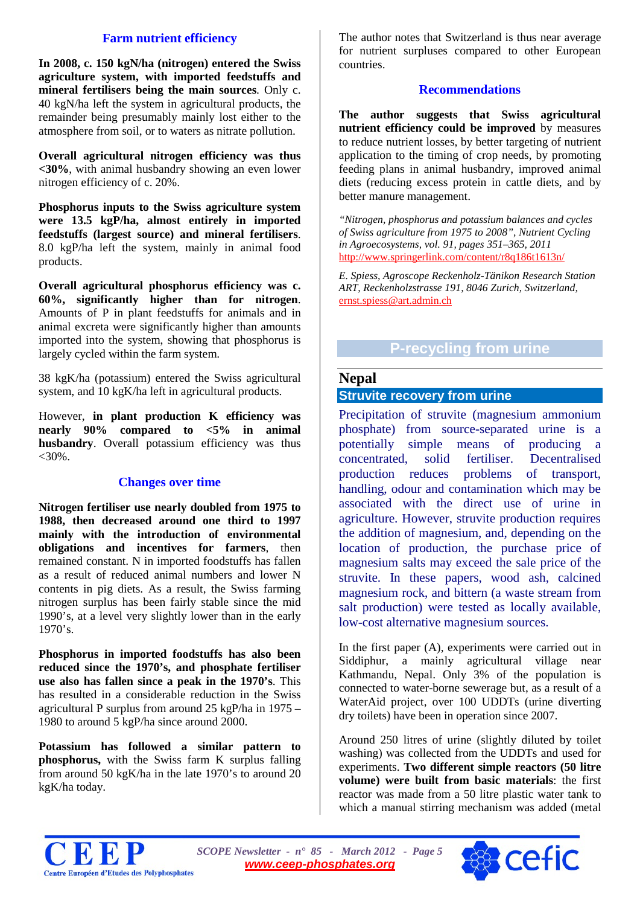### Farm nutrient efficiency

**In 2008, c. 150 kgN/ha (nitrogen) entered the Swiss agriculture system, with imported feedstuffs and mineral fertilisers being the main sources**. Only c. 40 kgN/ha left the system in agricultural products, the remainder being presumably mainly lost either to the atmosphere from soil, or to waters as nitrate pollution.

**Overall agricultural nitrogen efficiency was thus <30%**, with animal husbandry showing an even lower nitrogen efficiency of c. 20%.

**Phosphorus inputs to the Swiss agriculture system were 13.5 kgP/ha, almost entirely in imported feedstuffs (largest source) and mineral fertilisers**. 8.0 kgP/ha left the system, mainly in animal food products.

**Overall agricultural phosphorus efficiency was c. 60%, significantly higher than for nitrogen**. Amounts of P in plant feedstuffs for animals and in animal excreta were significantly higher than amounts imported into the system, showing that phosphorus is largely cycled within the farm system.

38 kgK/ha (potassium) entered the Swiss agricultural system, and 10 kgK/ha left in agricultural products.

However, **in plant production K efficiency was nearly 90% compared to <5% in animal husbandry**. Overall potassium efficiency was thus <30%.

### Changes over time

**Nitrogen fertiliser use nearly doubled from 1975 to 1988, then decreased around one third to 1997 mainly with the introduction of environmental obligations and incentives for farmers**, then remained constant. N in imported foodstuffs has fallen as a result of reduced animal numbers and lower N contents in pig diets. As a result, the Swiss farming nitrogen surplus has been fairly stable since the mid 1990's, at a level very slightly lower than in the early 1970's.

**Phosphorus in imported foodstuffs has also been reduced since the 1970's, and phosphate fertiliser use also has fallen since a peak in the 1970's**. This has resulted in a considerable reduction in the Swiss agricultural P surplus from around 25 kgP/ha in 1975 – 1980 to around 5 kgP/ha since around 2000.

**Potassium has followed a similar pattern to phosphorus,** with the Swiss farm K surplus falling from around 50 kgK/ha in the late 1970's to around 20 kgK/ha today.

The author notes that Switzerland is thus near average for nutrient surpluses compared to other European countries.

### Recommendations

**The author suggests that Swiss agricultural nutrient efficiency could be improved** by measures to reduce nutrient losses, by better targeting of nutrient application to the timing of crop needs, by promoting feeding plans in animal husbandry, improved animal diets (reducing excess protein in cattle diets, and by better manure management.

*"Nitrogen, phosphorus and potassium balances and cycles of Swiss agriculture from 1975 to 2008", Nutrient Cycling in Agroecosystems, vol. 91, pages 351–365, 2011*
http://www.springerlink.com/content/r8q186t1613n/

*E. Spiess, Agroscope Reckenholz-Tänikon Research Station ART, Reckenholzstrasse 191, 8046 Zurich, Switzerland,*
ernst.spiess@art.admin.ch

## P-recycling from urine

## Nepal

### Struvite recovery from urine

Precipitation of struvite (magnesium ammonium phosphate) from source-separated urine is a potentially simple means of producing a concentrated, solid fertiliser. Decentralised production reduces problems of transport, handling, odour and contamination which may be associated with the direct use of urine in agriculture. However, struvite production requires the addition of magnesium, and, depending on the location of production, the purchase price of magnesium salts may exceed the sale price of the struvite. In these papers, wood ash, calcined magnesium rock, and bittern (a waste stream from salt production) were tested as locally available, low-cost alternative magnesium sources.

In the first paper (A), experiments were carried out in Siddiphur, a mainly agricultural village near Kathmandu, Nepal. Only 3% of the population is connected to water-borne sewerage but, as a result of a WaterAid project, over 100 UDDTs (urine diverting dry toilets) have been in operation since 2007.

Around 250 litres of urine (slightly diluted by toilet washing) was collected from the UDDTs and used for experiments. **Two different simple reactors (50 litre volume) were built from basic materials**: the first reactor was made from a 50 litre plastic water tank to which a manual stirring mechanism was added (metal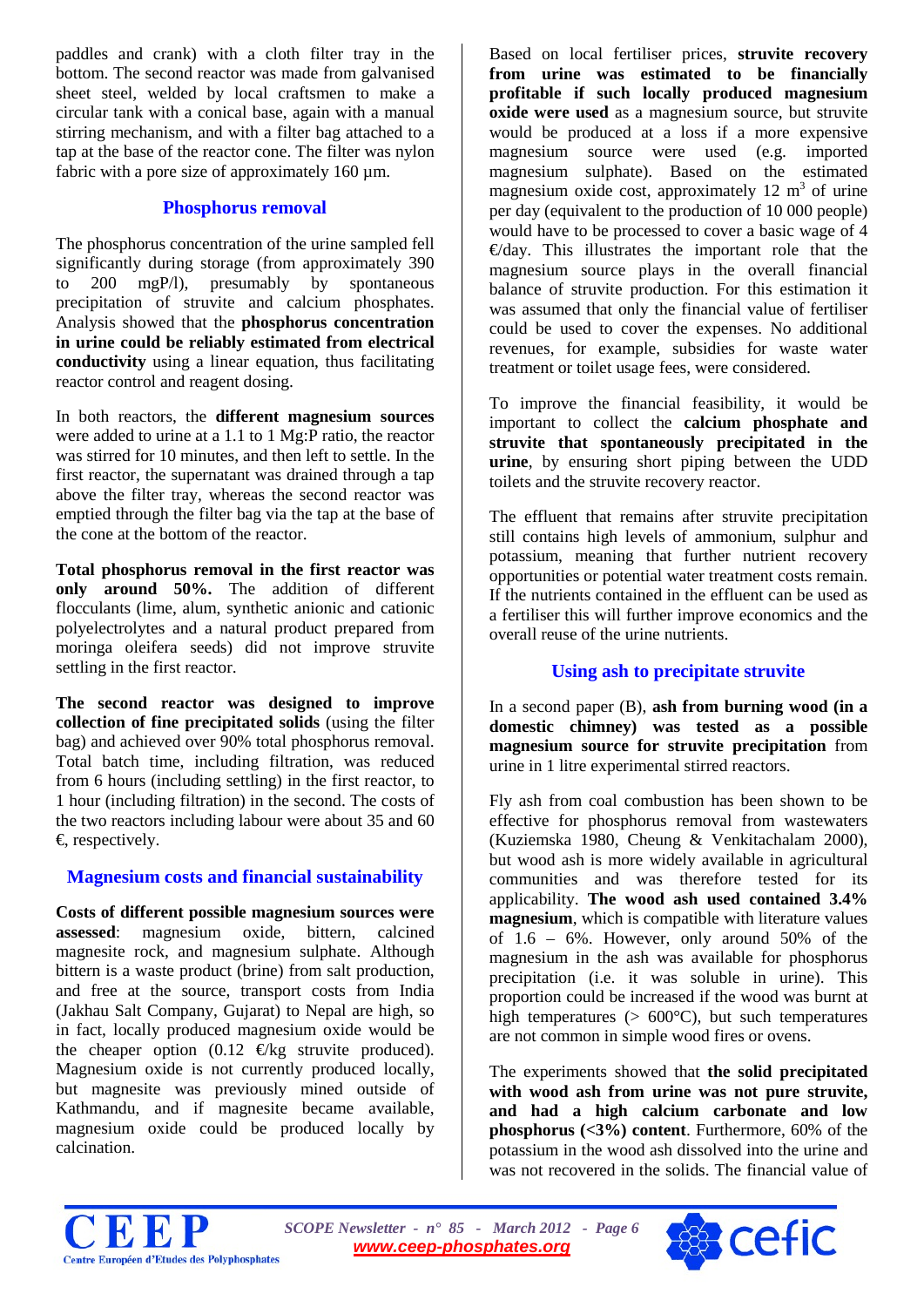paddles and crank) with a cloth filter tray in the bottom. The second reactor was made from galvanised sheet steel, welded by local craftsmen to make a circular tank with a conical base, again with a manual stirring mechanism, and with a filter bag attached to a tap at the base of the reactor cone. The filter was nylon fabric with a pore size of approximately 160 µm.

### Phosphorus removal

The phosphorus concentration of the urine sampled fell significantly during storage (from approximately 390 to 200 mgP/l), presumably by spontaneous precipitation of struvite and calcium phosphates. Analysis showed that the **phosphorus concentration in urine could be reliably estimated from electrical conductivity** using a linear equation, thus facilitating reactor control and reagent dosing.

In both reactors, the **different magnesium sources** were added to urine at a 1.1 to 1 Mg:P ratio, the reactor was stirred for 10 minutes, and then left to settle. In the first reactor, the supernatant was drained through a tap above the filter tray, whereas the second reactor was emptied through the filter bag via the tap at the base of the cone at the bottom of the reactor.

**Total phosphorus removal in the first reactor was only around 50%.** The addition of different flocculants (lime, alum, synthetic anionic and cationic polyelectrolytes and a natural product prepared from moringa oleifera seeds) did not improve struvite settling in the first reactor.

**The second reactor was designed to improve collection of fine precipitated solids** (using the filter bag) and achieved over 90% total phosphorus removal. Total batch time, including filtration, was reduced from 6 hours (including settling) in the first reactor, to 1 hour (including filtration) in the second. The costs of the two reactors including labour were about 35 and 60 €, respectively.

### Magnesium costs and financial sustainability

**Costs of different possible magnesium sources were assessed**: magnesium oxide, bittern, calcined magnesite rock, and magnesium sulphate. Although bittern is a waste product (brine) from salt production, and free at the source, transport costs from India (Jakhau Salt Company, Gujarat) to Nepal are high, so in fact, locally produced magnesium oxide would be the cheaper option (0.12 €/kg struvite produced). Magnesium oxide is not currently produced locally, but magnesite was previously mined outside of Kathmandu, and if magnesite became available, magnesium oxide could be produced locally by calcination.

Based on local fertiliser prices, **struvite recovery from urine was estimated to be financially profitable if such locally produced magnesium oxide were used** as a magnesium source, but struvite would be produced at a loss if a more expensive magnesium source were used (e.g. imported magnesium sulphate). Based on the estimated magnesium oxide cost, approximately 12 $m^3$ of urine per day (equivalent to the production of 10 000 people) would have to be processed to cover a basic wage of 4 €/day. This illustrates the important role that the magnesium source plays in the overall financial balance of struvite production. For this estimation it was assumed that only the financial value of fertiliser could be used to cover the expenses. No additional revenues, for example, subsidies for waste water treatment or toilet usage fees, were considered.

To improve the financial feasibility, it would be important to collect the **calcium phosphate and struvite that spontaneously precipitated in the urine**, by ensuring short piping between the UDD toilets and the struvite recovery reactor.

The effluent that remains after struvite precipitation still contains high levels of ammonium, sulphur and potassium, meaning that further nutrient recovery opportunities or potential water treatment costs remain. If the nutrients contained in the effluent can be used as a fertiliser this will further improve economics and the overall reuse of the urine nutrients.

### Using ash to precipitate struvite

In a second paper (B), **ash from burning wood (in a domestic chimney) was tested as a possible magnesium source for struvite precipitation** from urine in 1 litre experimental stirred reactors.

Fly ash from coal combustion has been shown to be effective for phosphorus removal from wastewaters (Kuziemska 1980, Cheung & Venkitachalam 2000), but wood ash is more widely available in agricultural communities and was therefore tested for its applicability. **The wood ash used contained 3.4% magnesium**, which is compatible with literature values of 1.6 – 6%. However, only around 50% of the magnesium in the ash was available for phosphorus precipitation (i.e. it was soluble in urine). This proportion could be increased if the wood was burnt at high temperatures (> 600°C), but such temperatures are not common in simple wood fires or ovens.

The experiments showed that **the solid precipitated with wood ash from urine was not pure struvite, and had a high calcium carbonate and low phosphorus (<3%) content**. Furthermore, 60% of the potassium in the wood ash dissolved into the urine and was not recovered in the solids. The financial value of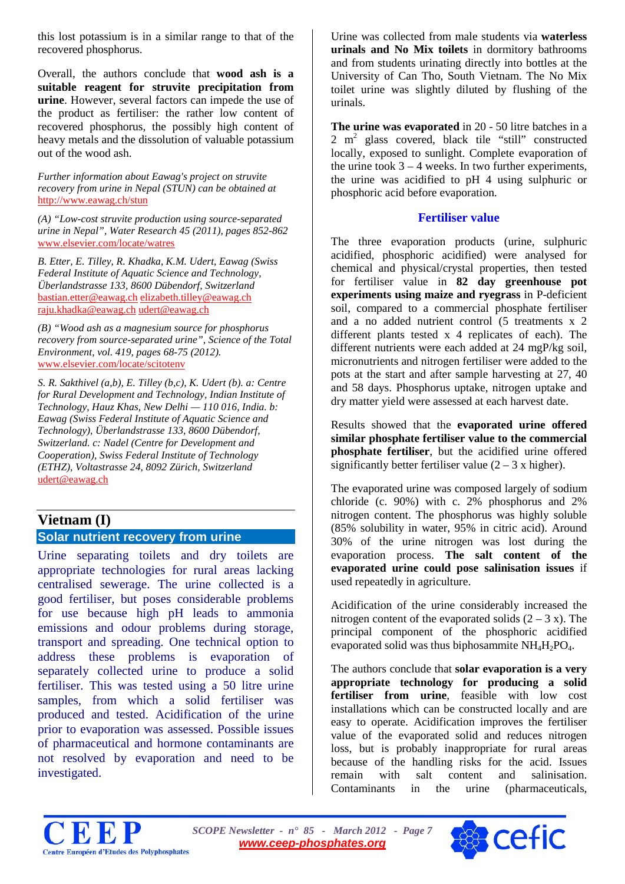this lost potassium is in a similar range to that of the recovered phosphorus.

Overall, the authors conclude that **wood ash is a suitable reagent for struvite precipitation from urine**. However, several factors can impede the use of the product as fertiliser: the rather low content of recovered phosphorus, the possibly high content of heavy metals and the dissolution of valuable potassium out of the wood ash.

*Further information about Eawag's project on struvite recovery from urine in Nepal (STUN) can be obtained at* http://www.eawag.ch/stun

*(A) "Low-cost struvite production using source-separated urine in Nepal", Water Research 45 (2011), pages 852-862* www.elsevier.com/locate/watres

*B. Etter, E. Tilley, R. Khadka, K.M. Udert, Eawag (Swiss Federal Institute of Aquatic Science and Technology, Überlandstrasse 133, 8600 Dübendorf, Switzerland* bastian.etter@eawag.ch elizabeth.tilley@eawag.ch raju.khadka@eawag.ch udert@eawag.ch

*(B) "Wood ash as a magnesium source for phosphorus recovery from source-separated urine", Science of the Total Environment, vol. 419, pages 68-75 (2012).* www.elsevier.com/locate/scitotenv

*S. R. Sakthivel (a,b), E. Tilley (b,c), K. Udert (b). a: Centre for Rural Development and Technology, Indian Institute of Technology, Hauz Khas, New Delhi — 110 016, India. b: Eawag (Swiss Federal Institute of Aquatic Science and Technology), Überlandstrasse 133, 8600 Dübendorf, Switzerland. c: Nadel (Centre for Development and Cooperation), Swiss Federal Institute of Technology (ETHZ), Voltastrasse 24, 8092 Zürich, Switzerland* udert@eawag.ch

## Vietnam (I)

### Solar nutrient recovery from urine

Urine separating toilets and dry toilets are appropriate technologies for rural areas lacking centralised sewerage. The urine collected is a good fertiliser, but poses considerable problems for use because high pH leads to ammonia emissions and odour problems during storage, transport and spreading. One technical option to address these problems is evaporation of separately collected urine to produce a solid fertiliser. This was tested using a 50 litre urine samples, from which a solid fertiliser was produced and tested. Acidification of the urine prior to evaporation was assessed. Possible issues of pharmaceutical and hormone contaminants are not resolved by evaporation and need to be investigated.

Urine was collected from male students via **waterless urinals and No Mix toilets** in dormitory bathrooms and from students urinating directly into bottles at the University of Can Tho, South Vietnam. The No Mix toilet urine was slightly diluted by flushing of the urinals.

**The urine was evaporated** in 20 - 50 litre batches in a 2 $m^2$ glass covered, black tile "still" constructed locally, exposed to sunlight. Complete evaporation of the urine took 3 – 4 weeks. In two further experiments, the urine was acidified to pH 4 using sulphuric or phosphoric acid before evaporation.

### Fertiliser value

The three evaporation products (urine, sulphuric acidified, phosphoric acidified) were analysed for chemical and physical/crystal properties, then tested for fertiliser value in **82 day greenhouse pot experiments using maize and ryegrass** in P-deficient soil, compared to a commercial phosphate fertiliser and a no added nutrient control (5 treatments x 2 different plants tested x 4 replicates of each). The different nutrients were each added at 24 mgP/kg soil, micronutrients and nitrogen fertiliser were added to the pots at the start and after sample harvesting at 27, 40 and 58 days. Phosphorus uptake, nitrogen uptake and dry matter yield were assessed at each harvest date.

Results showed that the **evaporated urine offered similar phosphate fertiliser value to the commercial phosphate fertiliser**, but the acidified urine offered significantly better fertiliser value (2 – 3 x higher).

The evaporated urine was composed largely of sodium chloride (c. 90%) with c. 2% phosphorus and 2% nitrogen content. The phosphorus was highly soluble (85% solubility in water, 95% in citric acid). Around 30% of the urine nitrogen was lost during the evaporation process. **The salt content of the evaporated urine could pose salinisation issues** if used repeatedly in agriculture.

Acidification of the urine considerably increased the nitrogen content of the evaporated solids (2 – 3 x). The principal component of the phosphoric acidified evaporated solid was thus biphosammite $NH_4H_2PO_4$.

The authors conclude that **solar evaporation is a very appropriate technology for producing a solid fertiliser from urine**, feasible with low cost installations which can be constructed locally and are easy to operate. Acidification improves the fertiliser value of the evaporated solid and reduces nitrogen loss, but is probably inappropriate for rural areas because of the handling risks for the acid. Issues remain with salt content and salinisation. Contaminants in the urine (pharmaceuticals,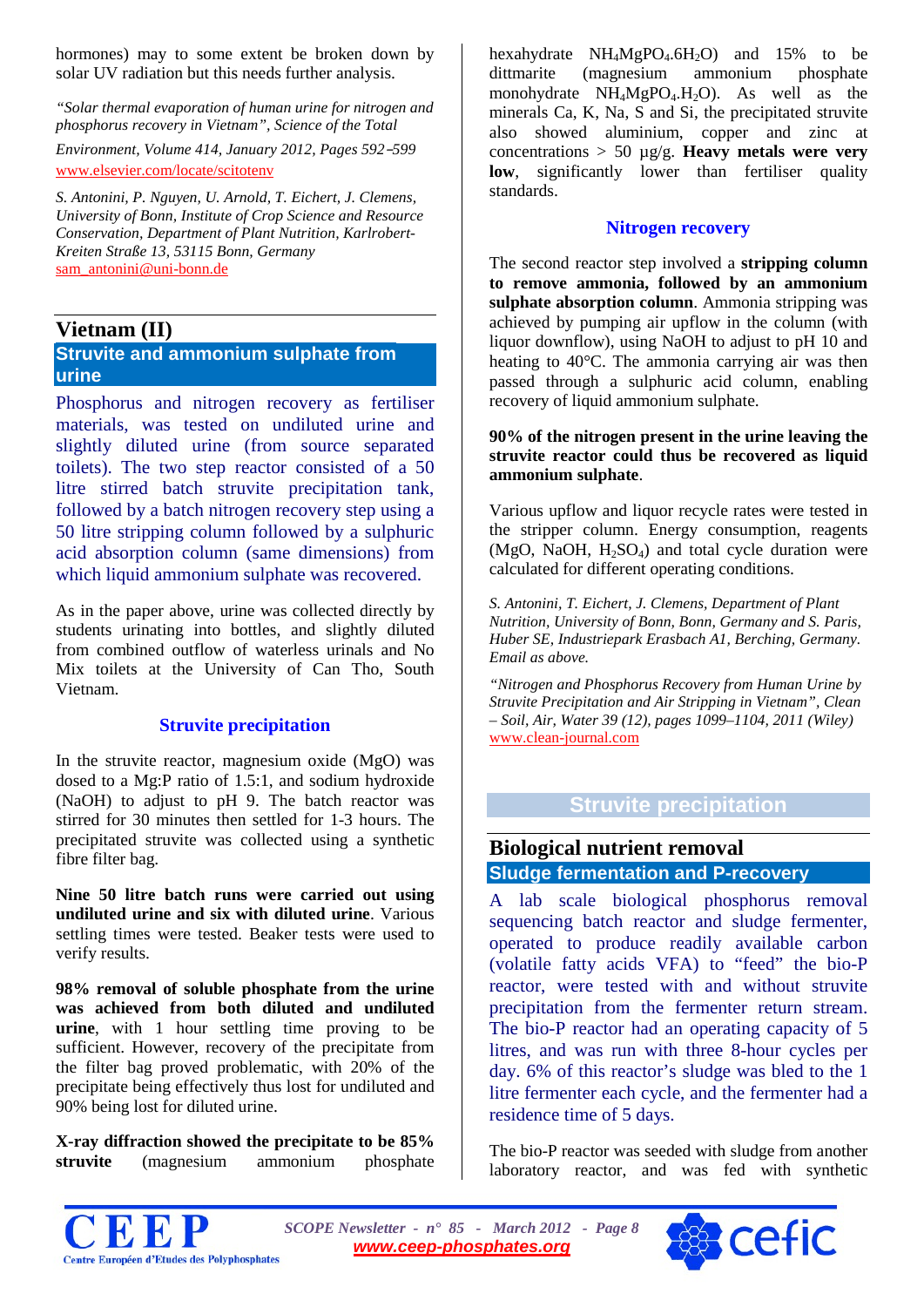hormones) may to some extent be broken down by solar UV radiation but this needs further analysis.

*"Solar thermal evaporation of human urine for nitrogen and phosphorus recovery in Vietnam", Science of the Total Environment, Volume 414, January 2012, Pages 592–599* www.elsevier.com/locate/scitotenv

*S. Antonini, P. Nguyen, U. Arnold, T. Eichert, J. Clemens, University of Bonn, Institute of Crop Science and Resource Conservation, Department of Plant Nutrition, Karlrobert-Kreiten Straße 13, 53115 Bonn, Germany* sam_antonini@uni-bonn.de

## Vietnam (II)

### Struvite and ammonium sulphate from urine

Phosphorus and nitrogen recovery as fertiliser materials, was tested on undiluted urine and slightly diluted urine (from source separated toilets). The two step reactor consisted of a 50 litre stirred batch struvite precipitation tank, followed by a batch nitrogen recovery step using a 50 litre stripping column followed by a sulphuric acid absorption column (same dimensions) from which liquid ammonium sulphate was recovered.

As in the paper above, urine was collected directly by students urinating into bottles, and slightly diluted from combined outflow of waterless urinals and No Mix toilets at the University of Can Tho, South Vietnam.

#### Struvite precipitation

In the struvite reactor, magnesium oxide (MgO) was dosed to a Mg:P ratio of 1.5:1, and sodium hydroxide (NaOH) to adjust to pH 9. The batch reactor was stirred for 30 minutes then settled for 1-3 hours. The precipitated struvite was collected using a synthetic fibre filter bag.

**Nine 50 litre batch runs were carried out using undiluted urine and six with diluted urine**. Various settling times were tested. Beaker tests were used to verify results.

**98% removal of soluble phosphate from the urine was achieved from both diluted and undiluted urine**, with 1 hour settling time proving to be sufficient. However, recovery of the precipitate from the filter bag proved problematic, with 20% of the precipitate being effectively thus lost for undiluted and 90% being lost for diluted urine.

**X-ray diffraction showed the precipitate to be 85% struvite** (magnesium ammonium phosphate hexahydrate $NH_4MgPO_4.6H_2O$) and 15% to be dittmarite (magnesium ammonium phosphate monohydrate $NH_4MgPO_4.H_2O$). As well as the minerals Ca, K, Na, S and Si, the precipitated struvite also showed aluminium, copper and zinc at concentrations > 50 µg/g. **Heavy metals were very low**, significantly lower than fertiliser quality standards.

#### Nitrogen recovery

The second reactor step involved a **stripping column to remove ammonia, followed by an ammonium sulphate absorption column**. Ammonia stripping was achieved by pumping air upflow in the column (with liquor downflow), using NaOH to adjust to pH 10 and heating to 40°C. The ammonia carrying air was then passed through a sulphuric acid column, enabling recovery of liquid ammonium sulphate.

**90% of the nitrogen present in the urine leaving the struvite reactor could thus be recovered as liquid ammonium sulphate**.

Various upflow and liquor recycle rates were tested in the stripper column. Energy consumption, reagents (MgO, NaOH, $H_2SO_4$) and total cycle duration were calculated for different operating conditions.

*S. Antonini, T. Eichert, J. Clemens, Department of Plant Nutrition, University of Bonn, Bonn, Germany and S. Paris, Huber SE, Industriepark Erasbach A1, Berching, Germany. Email as above.*

*"Nitrogen and Phosphorus Recovery from Human Urine by Struvite Precipitation and Air Stripping in Vietnam", Clean – Soil, Air, Water 39 (12), pages 1099–1104, 2011 (Wiley)* www.clean-journal.com

## Struvite precipitation

## Biological nutrient removal

### Sludge fermentation and P-recovery

A lab scale biological phosphorus removal sequencing batch reactor and sludge fermenter, operated to produce readily available carbon (volatile fatty acids VFA) to "feed" the bio-P reactor, were tested with and without struvite precipitation from the fermenter return stream. The bio-P reactor had an operating capacity of 5 litres, and was run with three 8-hour cycles per day. 6% of this reactor's sludge was bled to the 1 litre fermenter each cycle, and the fermenter had a residence time of 5 days.

The bio-P reactor was seeded with sludge from another laboratory reactor, and was fed with synthetic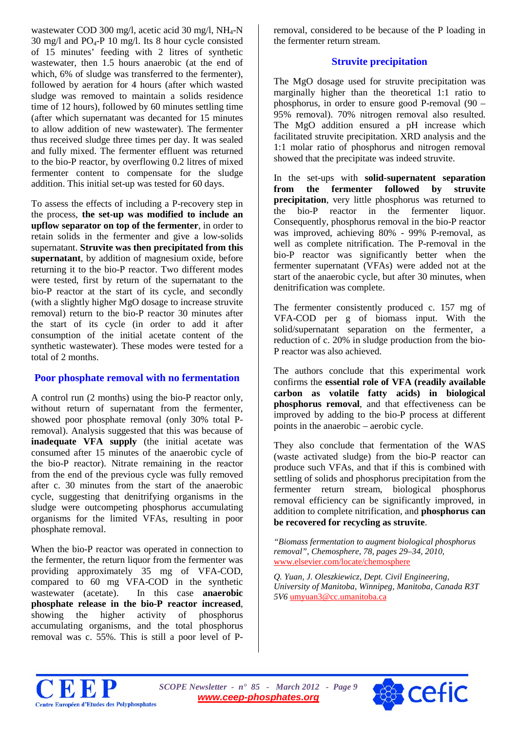wastewater COD 300 mg/l, acetic acid 30 mg/l, $NH_4$-N 30 mg/l and $PO_4$-P 10 mg/l. Its 8 hour cycle consisted of 15 minutes' feeding with 2 litres of synthetic wastewater, then 1.5 hours anaerobic (at the end of which, 6% of sludge was transferred to the fermenter), followed by aeration for 4 hours (after which wasted sludge was removed to maintain a solids residence time of 12 hours), followed by 60 minutes settling time (after which supernatant was decanted for 15 minutes to allow addition of new wastewater). The fermenter thus received sludge three times per day. It was sealed and fully mixed. The fermenter effluent was returned to the bio-P reactor, by overflowing 0.2 litres of mixed fermenter content to compensate for the sludge addition. This initial set-up was tested for 60 days.

To assess the effects of including a P-recovery step in the process, **the set-up was modified to include an upflow separator on top of the fermenter**, in order to retain solids in the fermenter and give a low-solids supernatant. **Struvite was then precipitated from this supernatant**, by addition of magnesium oxide, before returning it to the bio-P reactor. Two different modes were tested, first by return of the supernatant to the bio-P reactor at the start of its cycle, and secondly (with a slightly higher MgO dosage to increase struvite removal) return to the bio-P reactor 30 minutes after the start of its cycle (in order to add it after consumption of the initial acetate content of the synthetic wastewater). These modes were tested for a total of 2 months.

## Poor phosphate removal with no fermentation

A control run (2 months) using the bio-P reactor only, without return of supernatant from the fermenter, showed poor phosphate removal (only 30% total P-removal). Analysis suggested that this was because of **inadequate VFA supply** (the initial acetate was consumed after 15 minutes of the anaerobic cycle of the bio-P reactor). Nitrate remaining in the reactor from the end of the previous cycle was fully removed after c. 30 minutes from the start of the anaerobic cycle, suggesting that denitrifying organisms in the sludge were outcompeting phosphorus accumulating organisms for the limited VFAs, resulting in poor phosphate removal.

When the bio-P reactor was operated in connection to the fermenter, the return liquor from the fermenter was providing approximately 35 mg of VFA-COD, compared to 60 mg VFA-COD in the synthetic wastewater (acetate). In this case **anaerobic phosphate release in the bio-P reactor increased**, showing the higher activity of phosphorus accumulating organisms, and the total phosphorus removal was c. 55%. This is still a poor level of P-removal, considered to be because of the P loading in the fermenter return stream.

## Struvite precipitation

The MgO dosage used for struvite precipitation was marginally higher than the theoretical 1:1 ratio to phosphorus, in order to ensure good P-removal (90 – 95% removal). 70% nitrogen removal also resulted. The MgO addition ensured a pH increase which facilitated struvite precipitation. XRD analysis and the 1:1 molar ratio of phosphorus and nitrogen removal showed that the precipitate was indeed struvite.

In the set-ups with **solid-supernatent separation from the fermenter followed by struvite precipitation**, very little phosphorus was returned to the bio-P reactor in the fermenter liquor. Consequently, phosphorus removal in the bio-P reactor was improved, achieving 80% - 99% P-removal, as well as complete nitrification. The P-removal in the bio-P reactor was significantly better when the fermenter supernatant (VFAs) were added not at the start of the anaerobic cycle, but after 30 minutes, when denitrification was complete.

The fermenter consistently produced c. 157 mg of VFA-COD per g of biomass input. With the solid/supernatant separation on the fermenter, a reduction of c. 20% in sludge production from the bio-P reactor was also achieved.

The authors conclude that this experimental work confirms the **essential role of VFA (readily available carbon as volatile fatty acids) in biological phosphorus removal**, and that effectiveness can be improved by adding to the bio-P process at different points in the anaerobic – aerobic cycle.

They also conclude that fermentation of the WAS (waste activated sludge) from the bio-P reactor can produce such VFAs, and that if this is combined with settling of solids and phosphorus precipitation from the fermenter return stream, biological phosphorus removal efficiency can be significantly improved, in addition to complete nitrification, and **phosphorus can be recovered for recycling as struvite**.

*"Biomass fermentation to augment biological phosphorus removal", Chemosphere, 78, pages 29–34, 2010,* www.elsevier.com/locate/chemosphere

*Q. Yuan, J. Oleszkiewicz, Dept. Civil Engineering, University of Manitoba, Winnipeg, Manitoba, Canada R3T 5V6* umyuan3@cc.umanitoba.ca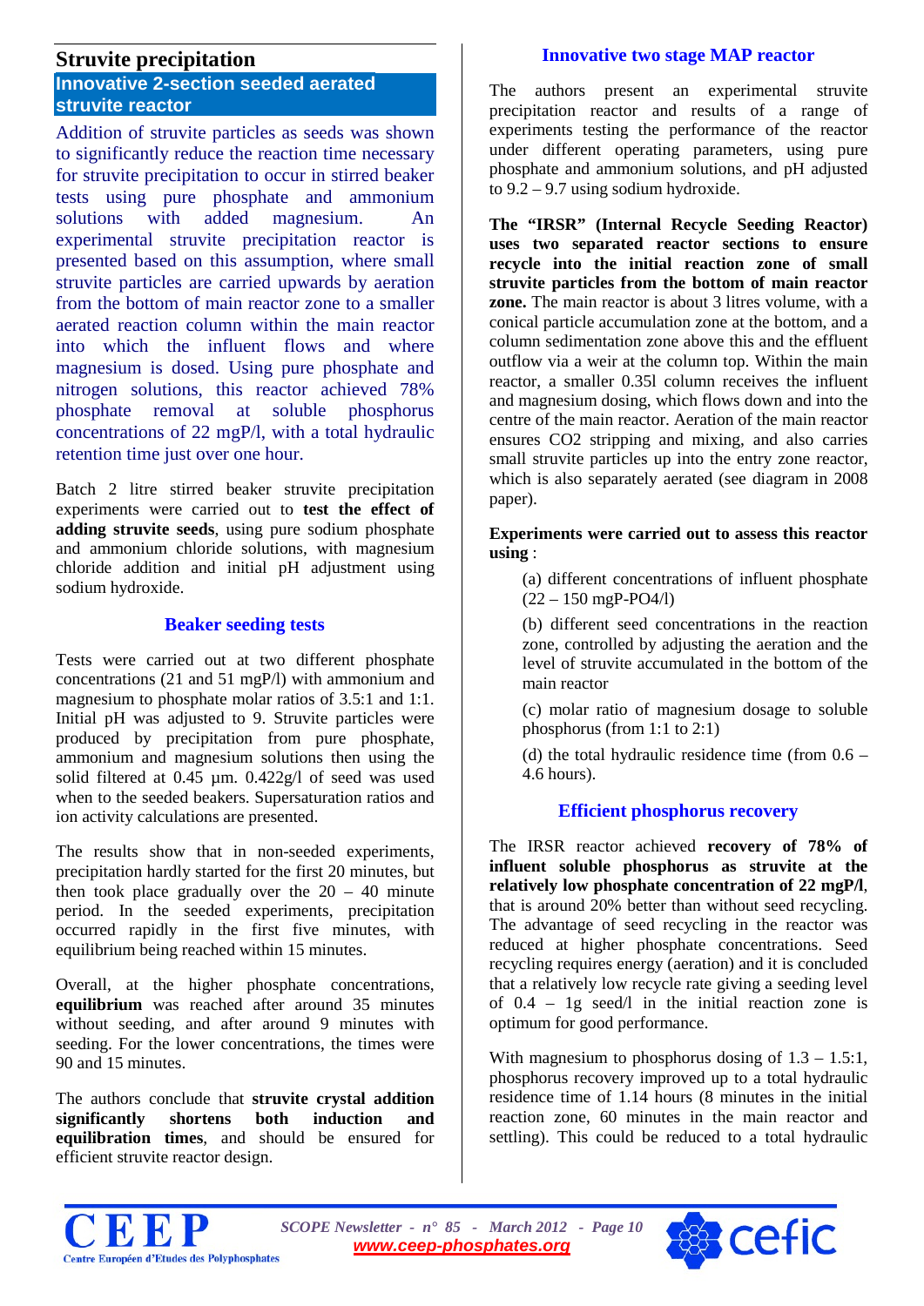## Struvite precipitation

### Innovative 2-section seeded aerated struvite reactor

Addition of struvite particles as seeds was shown to significantly reduce the reaction time necessary for struvite precipitation to occur in stirred beaker tests using pure phosphate and ammonium solutions with added magnesium. An experimental struvite precipitation reactor is presented based on this assumption, where small struvite particles are carried upwards by aeration from the bottom of main reactor zone to a smaller aerated reaction column within the main reactor into which the influent flows and where magnesium is dosed. Using pure phosphate and nitrogen solutions, this reactor achieved 78% phosphate removal at soluble phosphorus concentrations of 22 mgP/l, with a total hydraulic retention time just over one hour.

Batch 2 litre stirred beaker struvite precipitation experiments were carried out to **test the effect of adding struvite seeds**, using pure sodium phosphate and ammonium chloride solutions, with magnesium chloride addition and initial pH adjustment using sodium hydroxide.

#### Beaker seeding tests

Tests were carried out at two different phosphate concentrations (21 and 51 mgP/l) with ammonium and magnesium to phosphate molar ratios of 3.5:1 and 1:1. Initial pH was adjusted to 9. Struvite particles were produced by precipitation from pure phosphate, ammonium and magnesium solutions then using the solid filtered at 0.45 µm. 0.422g/l of seed was used when to the seeded beakers. Supersaturation ratios and ion activity calculations are presented.

The results show that in non-seeded experiments, precipitation hardly started for the first 20 minutes, but then took place gradually over the 20 – 40 minute period. In the seeded experiments, precipitation occurred rapidly in the first five minutes, with equilibrium being reached within 15 minutes.

Overall, at the higher phosphate concentrations, **equilibrium** was reached after around 35 minutes without seeding, and after around 9 minutes with seeding. For the lower concentrations, the times were 90 and 15 minutes.

The authors conclude that **struvite crystal addition significantly shortens both induction and equilibration times**, and should be ensured for efficient struvite reactor design.

#### Innovative two stage MAP reactor

The authors present an experimental struvite precipitation reactor and results of a range of experiments testing the performance of the reactor under different operating parameters, using pure phosphate and ammonium solutions, and pH adjusted to 9.2 – 9.7 using sodium hydroxide.

**The "IRSR" (Internal Recycle Seeding Reactor) uses two separated reactor sections to ensure recycle into the initial reaction zone of small struvite particles from the bottom of main reactor zone.** The main reactor is about 3 litres volume, with a conical particle accumulation zone at the bottom, and a column sedimentation zone above this and the effluent outflow via a weir at the column top. Within the main reactor, a smaller 0.35l column receives the influent and magnesium dosing, which flows down and into the centre of the main reactor. Aeration of the main reactor ensures $CO_2$ stripping and mixing, and also carries small struvite particles up into the entry zone reactor, which is also separately aerated (see diagram in 2008 paper).

**Experiments were carried out to assess this reactor using** :

(a) different concentrations of influent phosphate (22 – 150 mgP-PO4/l)

(b) different seed concentrations in the reaction zone, controlled by adjusting the aeration and the level of struvite accumulated in the bottom of the main reactor

(c) molar ratio of magnesium dosage to soluble phosphorus (from 1:1 to 2:1)

(d) the total hydraulic residence time (from 0.6 – 4.6 hours).

#### Efficient phosphorus recovery

The IRSR reactor achieved **recovery of 78% of influent soluble phosphorus as struvite at the relatively low phosphate concentration of 22 mgP/l**, that is around 20% better than without seed recycling. The advantage of seed recycling in the reactor was reduced at higher phosphate concentrations. Seed recycling requires energy (aeration) and it is concluded that a relatively low recycle rate giving a seeding level of 0.4 – 1g seed/l in the initial reaction zone is optimum for good performance.

With magnesium to phosphorus dosing of 1.3 – 1.5:1, phosphorus recovery improved up to a total hydraulic residence time of 1.14 hours (8 minutes in the initial reaction zone, 60 minutes in the main reactor and settling). This could be reduced to a total hydraulic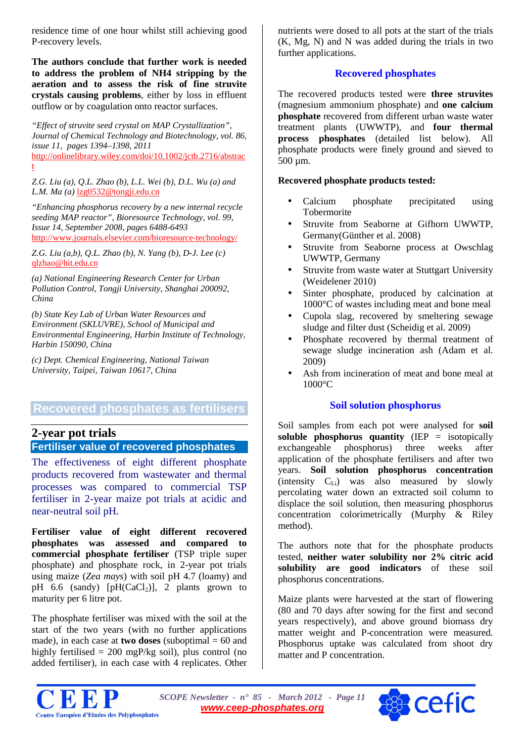residence time of one hour whilst still achieving good P-recovery levels.

**The authors conclude that further work is needed to address the problem of NH4 stripping by the aeration and to assess the risk of fine struvite crystals causing problems**, either by loss in effluent outflow or by coagulation onto reactor surfaces.

*"Effect of struvite seed crystal on MAP Crystallization", Journal of Chemical Technology and Biotechnology, vol. 86, issue 11, pages 1394–1398, 2011*
http://onlinelibrary.wiley.com/doi/10.1002/jctb.2716/abstract

*Z.G. Liu (a), Q.L. Zhao (b), L.L. Wei (b), D.L. Wu (a) and L.M. Ma (a)* lzg0532@tongji.edu.cn

*"Enhancing phosphorus recovery by a new internal recycle seeding MAP reactor", Bioresource Technology, vol. 99, Issue 14, September 2008, pages 6488-6493*
http://www.journals.elsevier.com/bioresource-technology/

*Z.G. Liu (a,b), Q.L. Zhao (b), N. Yang (b), D-J. Lee (c)* qlzhao@hit.edu.cn

*(a) National Engineering Research Center for Urban Pollution Control, Tongji University, Shanghai 200092, China*

*(b) State Key Lab of Urban Water Resources and Environment (SKLUVRE), School of Municipal and Environmental Engineering, Harbin Institute of Technology, Harbin 150090, China*

*(c) Dept. Chemical Engineering, National Taiwan University, Taipei, Taiwan 10617, China*

# Recovered phosphates as fertilisers

## 2-year pot trials

### Fertiliser value of recovered phosphates

The effectiveness of eight different phosphate products recovered from wastewater and thermal processes was compared to commercial TSP fertiliser in 2-year maize pot trials at acidic and near-neutral soil pH.

**Fertiliser value of eight different recovered phosphates was assessed and compared to commercial phosphate fertiliser** (TSP triple super phosphate) and phosphate rock, in 2-year pot trials using maize (*Zea mays*) with soil pH 4.7 (loamy) and pH 6.6 (sandy) [pH($CaCl_2$)], 2 plants grown to maturity per 6 litre pot.

The phosphate fertiliser was mixed with the soil at the start of the two years (with no further applications made), in each case at **two doses** (suboptimal = 60 and highly fertilised = 200 mgP/kg soil), plus control (no added fertiliser), in each case with 4 replicates. Other nutrients were dosed to all pots at the start of the trials (K, Mg, N) and N was added during the trials in two further applications.

### Recovered phosphates

The recovered products tested were **three struvites** (magnesium ammonium phosphate) and **one calcium phosphate** recovered from different urban waste water treatment plants (UWWTP), and **four thermal process phosphates** (detailed list below). All phosphate products were finely ground and sieved to 500 µm.

**Recovered phosphate products tested:**

- Calcium phosphate precipitated using Tobermorite
- Struvite from Seaborne at Gifhorn UWWTP, Germany(Günther et al. 2008)
- Struvite from Seaborne process at Owschlag UWWTP, Germany
- Struvite from waste water at Stuttgart University (Weidelener 2010)
- Sinter phosphate, produced by calcination at 1000°C of wastes including meat and bone meal
- Cupola slag, recovered by smeltering sewage sludge and filter dust (Scheidig et al. 2009)
- Phosphate recovered by thermal treatment of sewage sludge incineration ash (Adam et al. 2009)
- Ash from incineration of meat and bone meal at 1000°C

### Soil solution phosphorus

Soil samples from each pot were analysed for **soil soluble phosphorus quantity** (IEP = isotopically exchangeable phosphorus) three weeks after application of the phosphate fertilisers and after two years. **Soil solution phosphorus concentration** (intensity $C_{Li}$) was also measured by slowly percolating water down an extracted soil column to displace the soil solution, then measuring phosphorus concentration colorimetrically (Murphy & Riley method).

The authors note that for the phosphate products tested, **neither water solubility nor 2% citric acid solubility are good indicators** of these soil phosphorus concentrations.

Maize plants were harvested at the start of flowering (80 and 70 days after sowing for the first and second years respectively), and above ground biomass dry matter weight and P-concentration were measured. Phosphorus uptake was calculated from shoot dry matter and P concentration.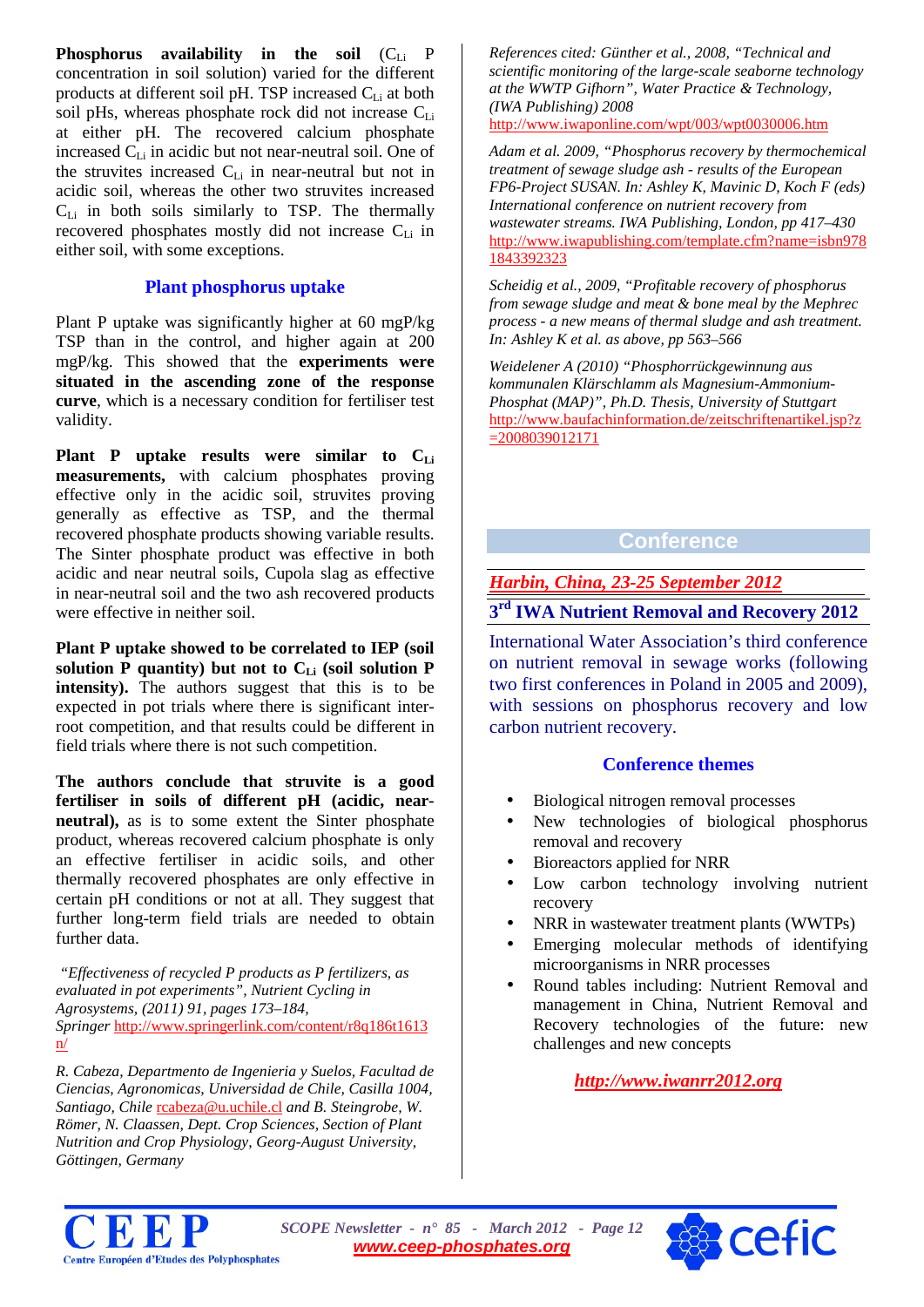**Phosphorus availability in the soil** ($C_{Li}$ P concentration in soil solution) varied for the different products at different soil pH. TSP increased $C_{Li}$ at both soil pHs, whereas phosphate rock did not increase $C_{Li}$ at either pH. The recovered calcium phosphate increased $C_{Li}$ in acidic but not near-neutral soil. One of the struvites increased $C_{Li}$ in near-neutral but not in acidic soil, whereas the other two struvites increased $C_{Li}$ in both soils similarly to TSP. The thermally recovered phosphates mostly did not increase $C_{Li}$ in either soil, with some exceptions.

### Plant phosphorus uptake

Plant P uptake was significantly higher at 60 mgP/kg TSP than in the control, and higher again at 200 mgP/kg. This showed that the **experiments were situated in the ascending zone of the response curve**, which is a necessary condition for fertiliser test validity.

**Plant P uptake results were similar to $C_{Li}$ measurements,** with calcium phosphates proving effective only in the acidic soil, struvites proving generally as effective as TSP, and the thermal recovered phosphate products showing variable results. The Sinter phosphate product was effective in both acidic and near neutral soils, Cupola slag as effective in near-neutral soil and the two ash recovered products were effective in neither soil.

**Plant P uptake showed to be correlated to IEP (soil solution P quantity) but not to $C_{Li}$ (soil solution P intensity).** The authors suggest that this is to be expected in pot trials where there is significant inter-root competition, and that results could be different in field trials where there is not such competition.

**The authors conclude that struvite is a good fertiliser in soils of different pH (acidic, near-neutral),** as is to some extent the Sinter phosphate product, whereas recovered calcium phosphate is only an effective fertiliser in acidic soils, and other thermally recovered phosphates are only effective in certain pH conditions or not at all. They suggest that further long-term field trials are needed to obtain further data.

*"Effectiveness of recycled P products as P fertilizers, as evaluated in pot experiments", Nutrient Cycling in Agrosystems, (2011) 91, pages 173–184, Springer* http://www.springerlink.com/content/r8q186t1613n/

*R. Cabeza, Departmento de Ingenieria y Suelos, Facultad de Ciencias, Agronomicas, Universidad de Chile, Casilla 1004, Santiago, Chile* rcabeza@u.uchile.cl *and B. Steingrobe, W. Römer, N. Claassen, Dept. Crop Sciences, Section of Plant Nutrition and Crop Physiology, Georg-August University, Göttingen, Germany*

*References cited: Günther et al., 2008, "Technical and scientific monitoring of the large-scale seaborne technology at the WWTP Gifhorn", Water Practice & Technology, (IWA Publishing) 2008* http://www.iwaponline.com/wpt/003/wpt0030006.htm

*Adam et al. 2009, "Phosphorus recovery by thermochemical treatment of sewage sludge ash - results of the European FP6-Project SUSAN. In: Ashley K, Mavinic D, Koch F (eds) International conference on nutrient recovery from wastewater streams. IWA Publishing, London, pp 417–430* http://www.iwapublishing.com/template.cfm?name=isbn9781843392323

*Scheidig et al., 2009, "Profitable recovery of phosphorus from sewage sludge and meat & bone meal by the Mephrec process - a new means of thermal sludge and ash treatment. In: Ashley K et al. as above, pp 563–566*

*Weidelener A (2010) "Phosphorrückgewinnung aus kommunalen Klärschlamm als Magnesium-Ammonium-Phosphat (MAP)", Ph.D. Thesis, University of Stuttgart* http://www.baufachinformation.de/zeitschriftenartikel.jsp?z=2008039012171

## Conference

***Harbin, China, 23-25 September 2012***

### 3rd IWA Nutrient Removal and Recovery 2012

International Water Association's third conference on nutrient removal in sewage works (following two first conferences in Poland in 2005 and 2009), with sessions on phosphorus recovery and low carbon nutrient recovery.

### Conference themes

- Biological nitrogen removal processes
- New technologies of biological phosphorus removal and recovery
- Bioreactors applied for NRR
- Low carbon technology involving nutrient recovery
- NRR in wastewater treatment plants (WWTPs)
- Emerging molecular methods of identifying microorganisms in NRR processes
- Round tables including: Nutrient Removal and management in China, Nutrient Removal and Recovery technologies of the future: new challenges and new concepts

***http://www.iwanrr2012.org***